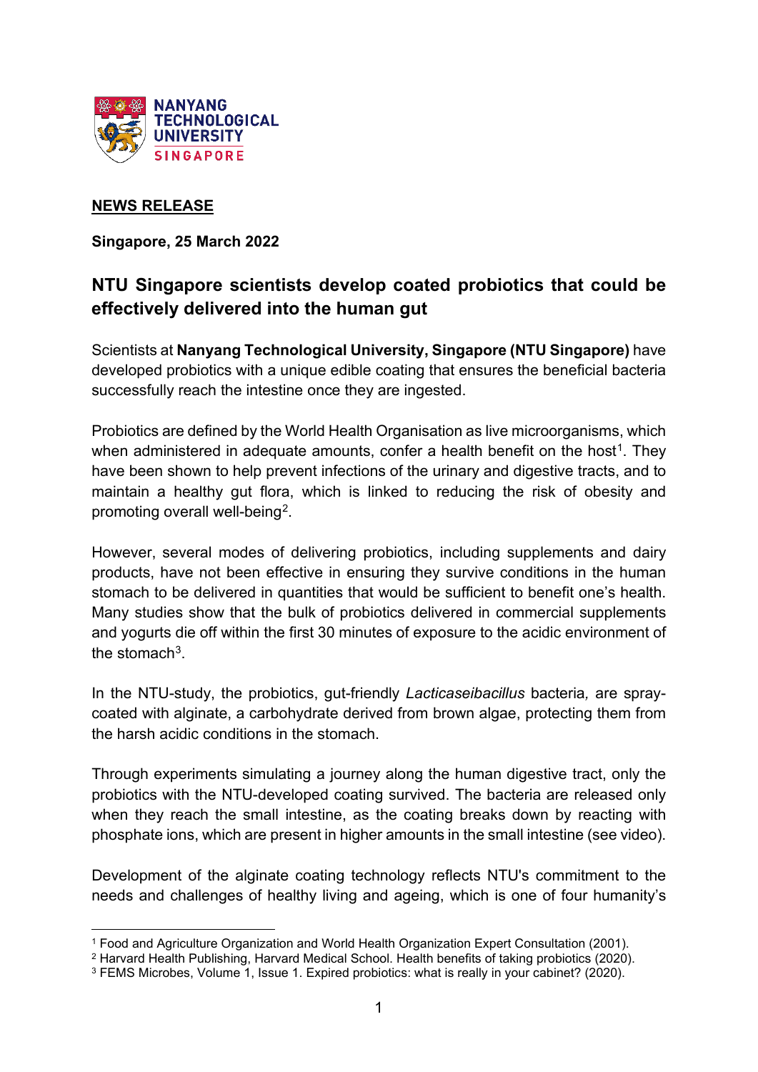**NEWS RELEASE**

**Singapore, 25 March 2022**

## NTU Singapore scientists develop coated probiotics that could be effectively delivered into the human gut

Scientists at **Nanyang Technological University, Singapore (NTU Singapore)** have developed probiotics with a unique edible coating that ensures the beneficial bacteria successfully reach the intestine once they are ingested.

Probiotics are defined by the World Health Organisation as live microorganisms, which when administered in adequate amounts, confer a health benefit on the host[1]. They have been shown to help prevent infections of the urinary and digestive tracts, and to maintain a healthy gut flora, which is linked to reducing the risk of obesity and promoting overall well-being[2].

However, several modes of delivering probiotics, including supplements and dairy products, have not been effective in ensuring they survive conditions in the human stomach to be delivered in quantities that would be sufficient to benefit one's health. Many studies show that the bulk of probiotics delivered in commercial supplements and yogurts die off within the first 30 minutes of exposure to the acidic environment of the stomach[3].

In the NTU-study, the probiotics, gut-friendly *Lacticaseibacillus* bacteria, are spray-coated with alginate, a carbohydrate derived from brown algae, protecting them from the harsh acidic conditions in the stomach.

Through experiments simulating a journey along the human digestive tract, only the probiotics with the NTU-developed coating survived. The bacteria are released only when they reach the small intestine, as the coating breaks down by reacting with phosphate ions, which are present in higher amounts in the small intestine (see video).

Development of the alginate coating technology reflects NTU's commitment to the needs and challenges of healthy living and ageing, which is one of four humanity's

---

[1] Food and Agriculture Organization and World Health Organization Expert Consultation (2001).

[2] Harvard Health Publishing, Harvard Medical School. Health benefits of taking probiotics (2020).

[3] FEMS Microbes, Volume 1, Issue 1. Expired probiotics: what is really in your cabinet? (2020).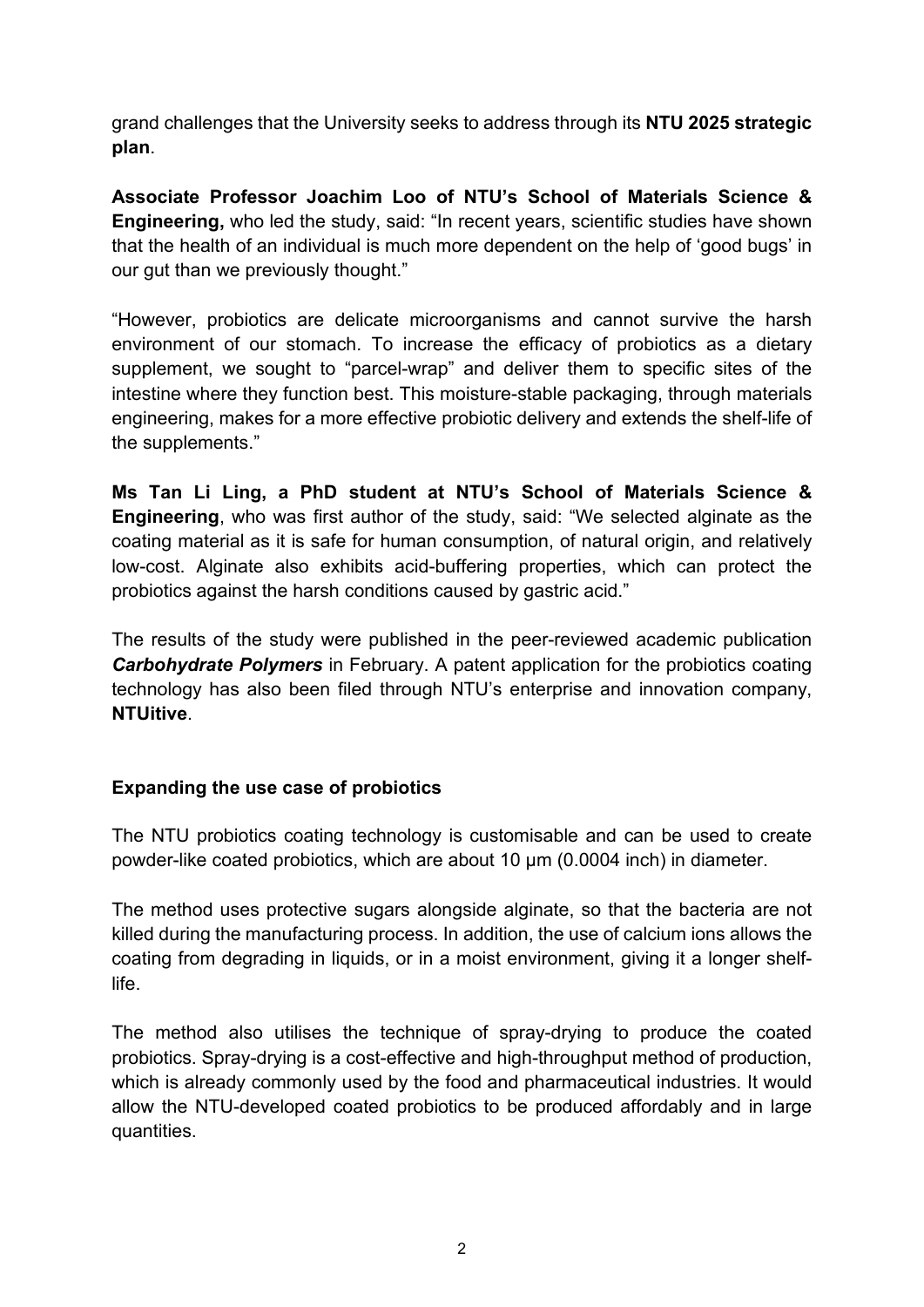grand challenges that the University seeks to address through its **NTU 2025 strategic plan**.

**Associate Professor Joachim Loo of NTU's School of Materials Science & Engineering,** who led the study, said: "In recent years, scientific studies have shown that the health of an individual is much more dependent on the help of 'good bugs' in our gut than we previously thought."

"However, probiotics are delicate microorganisms and cannot survive the harsh environment of our stomach. To increase the efficacy of probiotics as a dietary supplement, we sought to "parcel-wrap" and deliver them to specific sites of the intestine where they function best. This moisture-stable packaging, through materials engineering, makes for a more effective probiotic delivery and extends the shelf-life of the supplements."

**Ms Tan Li Ling, a PhD student at NTU's School of Materials Science & Engineering**, who was first author of the study, said: "We selected alginate as the coating material as it is safe for human consumption, of natural origin, and relatively low-cost. Alginate also exhibits acid-buffering properties, which can protect the probiotics against the harsh conditions caused by gastric acid."

The results of the study were published in the peer-reviewed academic publication ***Carbohydrate Polymers*** in February. A patent application for the probiotics coating technology has also been filed through NTU's enterprise and innovation company, **NTUitive**.

## Expanding the use case of probiotics

The NTU probiotics coating technology is customisable and can be used to create powder-like coated probiotics, which are about 10 μm (0.0004 inch) in diameter.

The method uses protective sugars alongside alginate, so that the bacteria are not killed during the manufacturing process. In addition, the use of calcium ions allows the coating from degrading in liquids, or in a moist environment, giving it a longer shelf-life.

The method also utilises the technique of spray-drying to produce the coated probiotics. Spray-drying is a cost-effective and high-throughput method of production, which is already commonly used by the food and pharmaceutical industries. It would allow the NTU-developed coated probiotics to be produced affordably and in large quantities.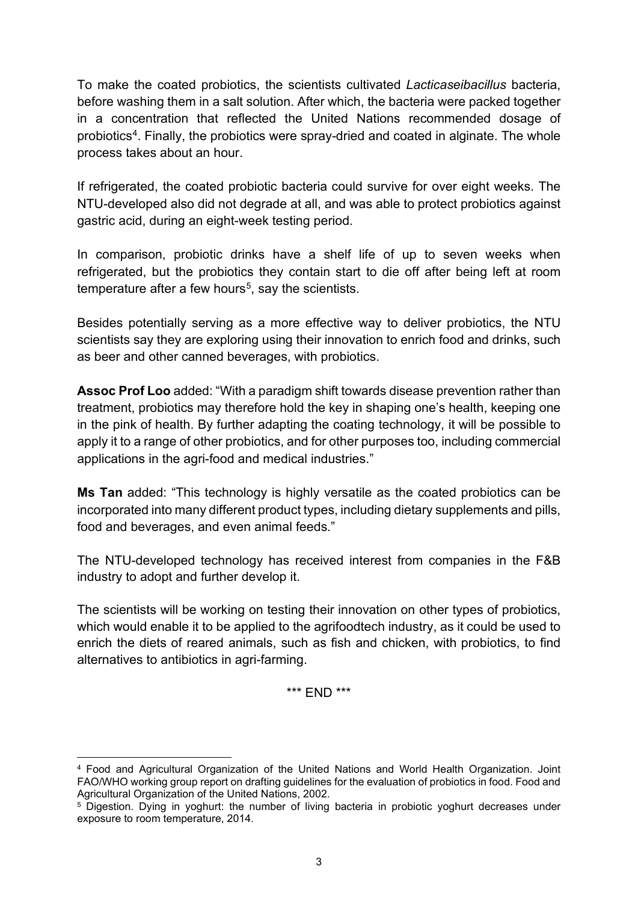To make the coated probiotics, the scientists cultivated *Lacticaseibacillus* bacteria, before washing them in a salt solution. After which, the bacteria were packed together in a concentration that reflected the United Nations recommended dosage of probiotics[4]. Finally, the probiotics were spray-dried and coated in alginate. The whole process takes about an hour.

If refrigerated, the coated probiotic bacteria could survive for over eight weeks. The NTU-developed also did not degrade at all, and was able to protect probiotics against gastric acid, during an eight-week testing period.

In comparison, probiotic drinks have a shelf life of up to seven weeks when refrigerated, but the probiotics they contain start to die off after being left at room temperature after a few hours[5], say the scientists.

Besides potentially serving as a more effective way to deliver probiotics, the NTU scientists say they are exploring using their innovation to enrich food and drinks, such as beer and other canned beverages, with probiotics.

**Assoc Prof Loo** added: "With a paradigm shift towards disease prevention rather than treatment, probiotics may therefore hold the key in shaping one's health, keeping one in the pink of health. By further adapting the coating technology, it will be possible to apply it to a range of other probiotics, and for other purposes too, including commercial applications in the agri-food and medical industries."

**Ms Tan** added: "This technology is highly versatile as the coated probiotics can be incorporated into many different product types, including dietary supplements and pills, food and beverages, and even animal feeds."

The NTU-developed technology has received interest from companies in the F&B industry to adopt and further develop it.

The scientists will be working on testing their innovation on other types of probiotics, which would enable it to be applied to the agrifoodtech industry, as it could be used to enrich the diets of reared animals, such as fish and chicken, with probiotics, to find alternatives to antibiotics in agri-farming.

\*\*\* END \*\*\*

[4] Food and Agricultural Organization of the United Nations and World Health Organization. Joint FAO/WHO working group report on drafting guidelines for the evaluation of probiotics in food. Food and Agricultural Organization of the United Nations, 2002.

[5] Digestion. Dying in yoghurt: the number of living bacteria in probiotic yoghurt decreases under exposure to room temperature, 2014.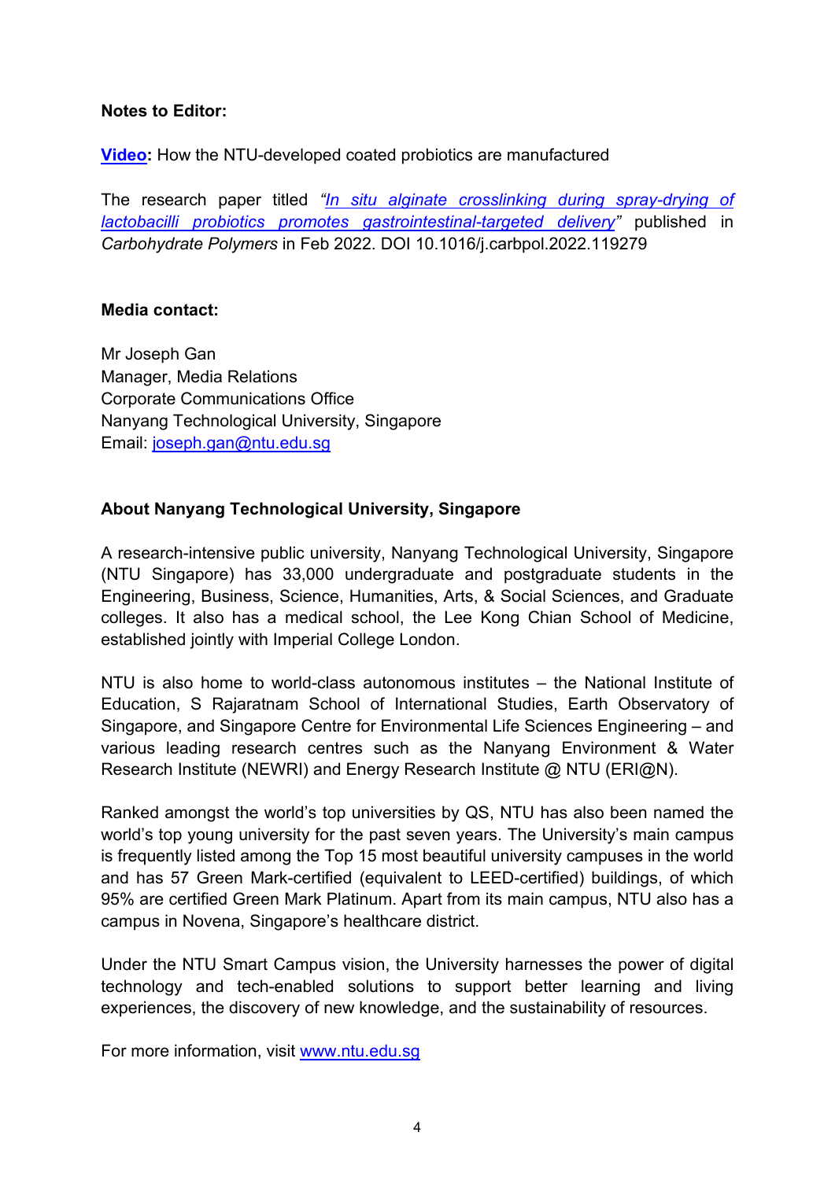**Notes to Editor:**

**Video:** How the NTU-developed coated probiotics are manufactured

The research paper titled *"In situ alginate crosslinking during spray-drying of lactobacilli probiotics promotes gastrointestinal-targeted delivery"* published in *Carbohydrate Polymers* in Feb 2022. DOI 10.1016/j.carbpol.2022.119279

**Media contact:**

Mr Joseph Gan
Manager, Media Relations
Corporate Communications Office
Nanyang Technological University, Singapore
Email: joseph.gan@ntu.edu.sg

**About Nanyang Technological University, Singapore**

A research-intensive public university, Nanyang Technological University, Singapore (NTU Singapore) has 33,000 undergraduate and postgraduate students in the Engineering, Business, Science, Humanities, Arts, & Social Sciences, and Graduate colleges. It also has a medical school, the Lee Kong Chian School of Medicine, established jointly with Imperial College London.

NTU is also home to world-class autonomous institutes – the National Institute of Education, S Rajaratnam School of International Studies, Earth Observatory of Singapore, and Singapore Centre for Environmental Life Sciences Engineering – and various leading research centres such as the Nanyang Environment & Water Research Institute (NEWRI) and Energy Research Institute @ NTU (ERI@N).

Ranked amongst the world's top universities by QS, NTU has also been named the world's top young university for the past seven years. The University's main campus is frequently listed among the Top 15 most beautiful university campuses in the world and has 57 Green Mark-certified (equivalent to LEED-certified) buildings, of which 95% are certified Green Mark Platinum. Apart from its main campus, NTU also has a campus in Novena, Singapore's healthcare district.

Under the NTU Smart Campus vision, the University harnesses the power of digital technology and tech-enabled solutions to support better learning and living experiences, the discovery of new knowledge, and the sustainability of resources.

For more information, visit www.ntu.edu.sg